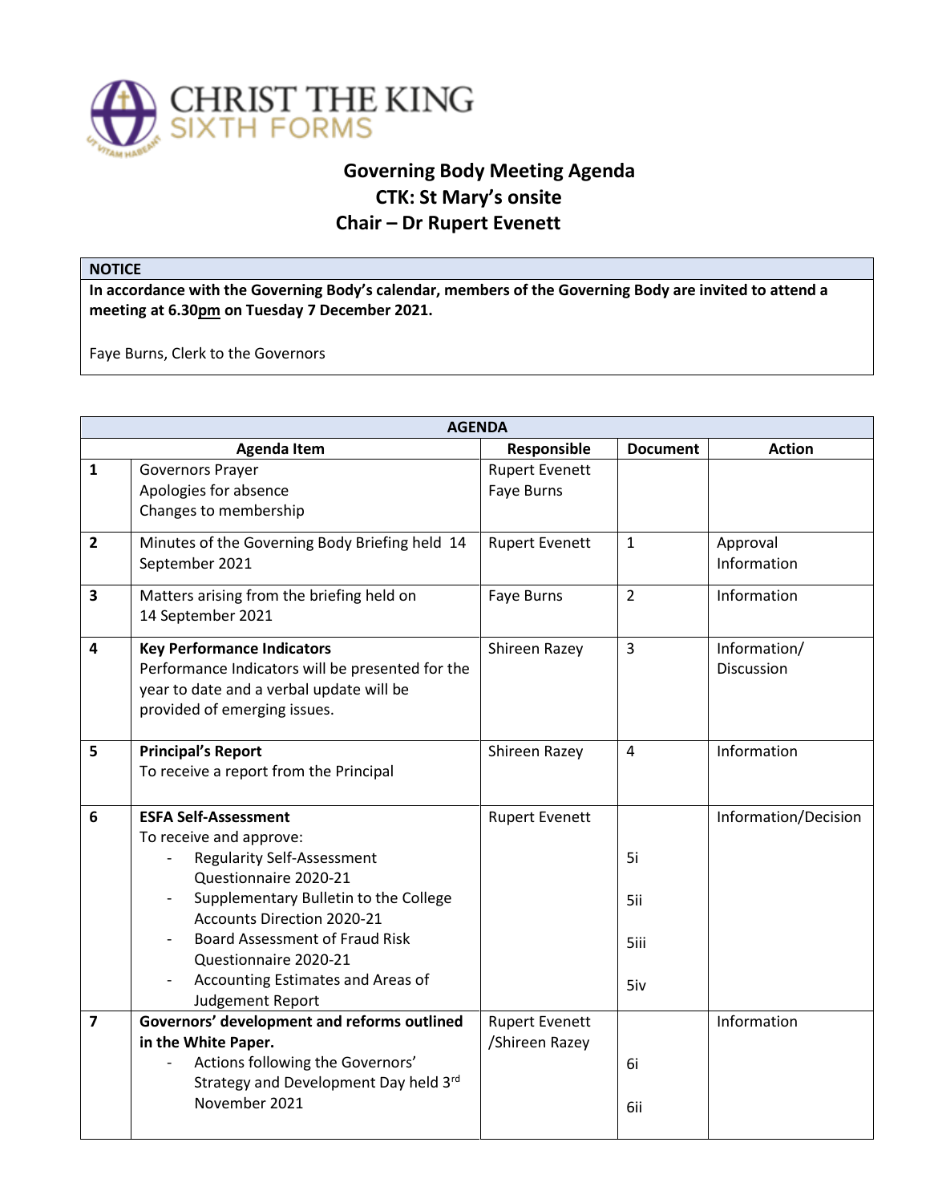CHRIST THE KING
SIXTH FORMS

# Governing Body Meeting Agenda
## CTK: St Mary's onsite
## Chair – Dr Rupert Evenett

| NOTICE |
|---|
| **In accordance with the Governing Body's calendar, members of the Governing Body are invited to attend a meeting at 6.30pm on Tuesday 7 December 2021.**<br><br>Faye Burns, Clerk to the Governors |

| AGENDA | | | | |
|---|---|---|---|---|
| | Agenda Item | Responsible | Document | Action |
| **1** | Governors Prayer<br>Apologies for absence<br>Changes to membership | Rupert Evenett<br>Faye Burns | | |
| **2** | Minutes of the Governing Body Briefing held 14 September 2021 | Rupert Evenett | 1 | Approval<br>Information |
| **3** | Matters arising from the briefing held on 14 September 2021 | Faye Burns | 2 | Information |
| **4** | **Key Performance Indicators**<br>Performance Indicators will be presented for the year to date and a verbal update will be provided of emerging issues. | Shireen Razey | 3 | Information/ Discussion |
| **5** | **Principal's Report**<br>To receive a report from the Principal | Shireen Razey | 4 | Information |
| **6** | **ESFA Self-Assessment**<br>To receive and approve:<br>- Regularity Self-Assessment Questionnaire 2020-21<br>- Supplementary Bulletin to the College Accounts Direction 2020-21<br>- Board Assessment of Fraud Risk Questionnaire 2020-21<br>- Accounting Estimates and Areas of Judgement Report | Rupert Evenett | <br><br>5i<br>5ii<br>5iii<br>5iv | Information/Decision |
| **7** | **Governors' development and reforms outlined in the White Paper.**<br>- Actions following the Governors' Strategy and Development Day held 3rd November 2021 | Rupert Evenett /Shireen Razey | <br>6i<br>6ii | Information |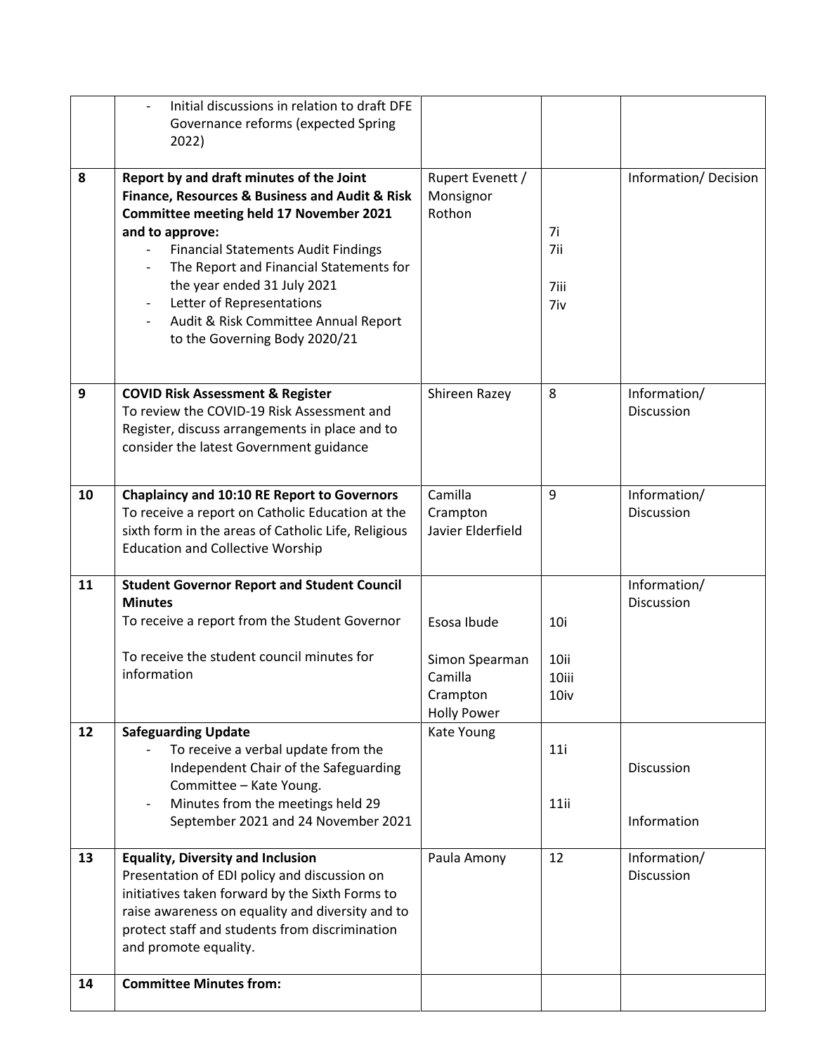| | | | | |
|---|---|---|---|---|
| | - Initial discussions in relation to draft DFE Governance reforms (expected Spring 2022) | | | |
| 8 | **Report by and draft minutes of the Joint Finance, Resources & Business and Audit & Risk Committee meeting held 17 November 2021 and to approve:**<br>- Financial Statements Audit Findings<br>- The Report and Financial Statements for the year ended 31 July 2021<br>- Letter of Representations<br>- Audit & Risk Committee Annual Report to the Governing Body 2020/21 | Rupert Evenett / Monsignor Rothon | 7i<br>7ii<br>7iii<br>7iv | Information/ Decision |
| 9 | **COVID Risk Assessment & Register**<br>To review the COVID-19 Risk Assessment and Register, discuss arrangements in place and to consider the latest Government guidance | Shireen Razey | 8 | Information/ Discussion |
| 10 | **Chaplaincy and 10:10 RE Report to Governors**<br>To receive a report on Catholic Education at the sixth form in the areas of Catholic Life, Religious Education and Collective Worship | Camilla Crampton<br>Javier Elderfield | 9 | Information/ Discussion |
| 11 | **Student Governor Report and Student Council Minutes**<br>To receive a report from the Student Governor<br><br>To receive the student council minutes for information | Esosa Ibude<br><br>Simon Spearman<br>Camilla Crampton<br>Holly Power | 10i<br><br>10ii<br>10iii<br>10iv | Information/ Discussion |
| 12 | **Safeguarding Update**<br>- To receive a verbal update from the Independent Chair of the Safeguarding Committee – Kate Young.<br>- Minutes from the meetings held 29 September 2021 and 24 November 2021 | Kate Young | 11i<br><br>11ii | Discussion<br><br>Information |
| 13 | **Equality, Diversity and Inclusion**<br>Presentation of EDI policy and discussion on initiatives taken forward by the Sixth Forms to raise awareness on equality and diversity and to protect staff and students from discrimination and promote equality. | Paula Amony | 12 | Information/ Discussion |
| 14 | **Committee Minutes from:** | | | |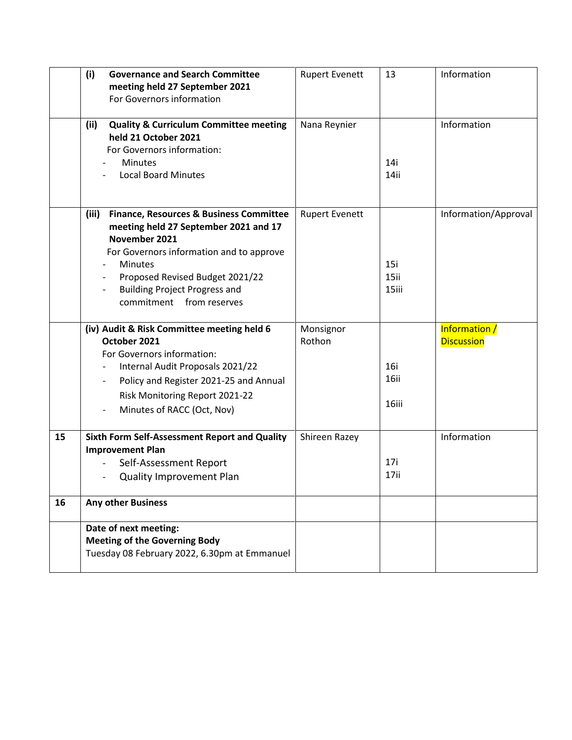| | | | | |
|---|---|---|---|---|
| | **(i) Governance and Search Committee meeting held 27 September 2021**<br>For Governors information | Rupert Evenett | 13 | Information |
| | **(ii) Quality & Curriculum Committee meeting held 21 October 2021**<br>For Governors information:<br>- Minutes<br>- Local Board Minutes | Nana Reynier | <br><br>14i<br>14ii | Information |
| | **(iii) Finance, Resources & Business Committee meeting held 27 September 2021 and 17 November 2021**<br>For Governors information and to approve<br>- Minutes<br>- Proposed Revised Budget 2021/22<br>- Building Project Progress and commitment from reserves | Rupert Evenett | <br><br>15i<br>15ii<br>15iii | Information/Approval |
| | **(iv) Audit & Risk Committee meeting held 6 October 2021**<br>For Governors information:<br>- Internal Audit Proposals 2021/22<br>- Policy and Register 2021-25 and Annual Risk Monitoring Report 2021-22<br>- Minutes of RACC (Oct, Nov) | Monsignor Rothon | <br><br>16i<br>16ii<br>16iii | Information / Discussion |
| 15 | **Sixth Form Self-Assessment Report and Quality Improvement Plan**<br>- Self-Assessment Report<br>- Quality Improvement Plan | Shireen Razey | <br>17i<br>17ii | Information |
| 16 | **Any other Business** | | | |
| | **Date of next meeting:**<br>**Meeting of the Governing Body**<br>Tuesday 08 February 2022, 6.30pm at Emmanuel | | | |